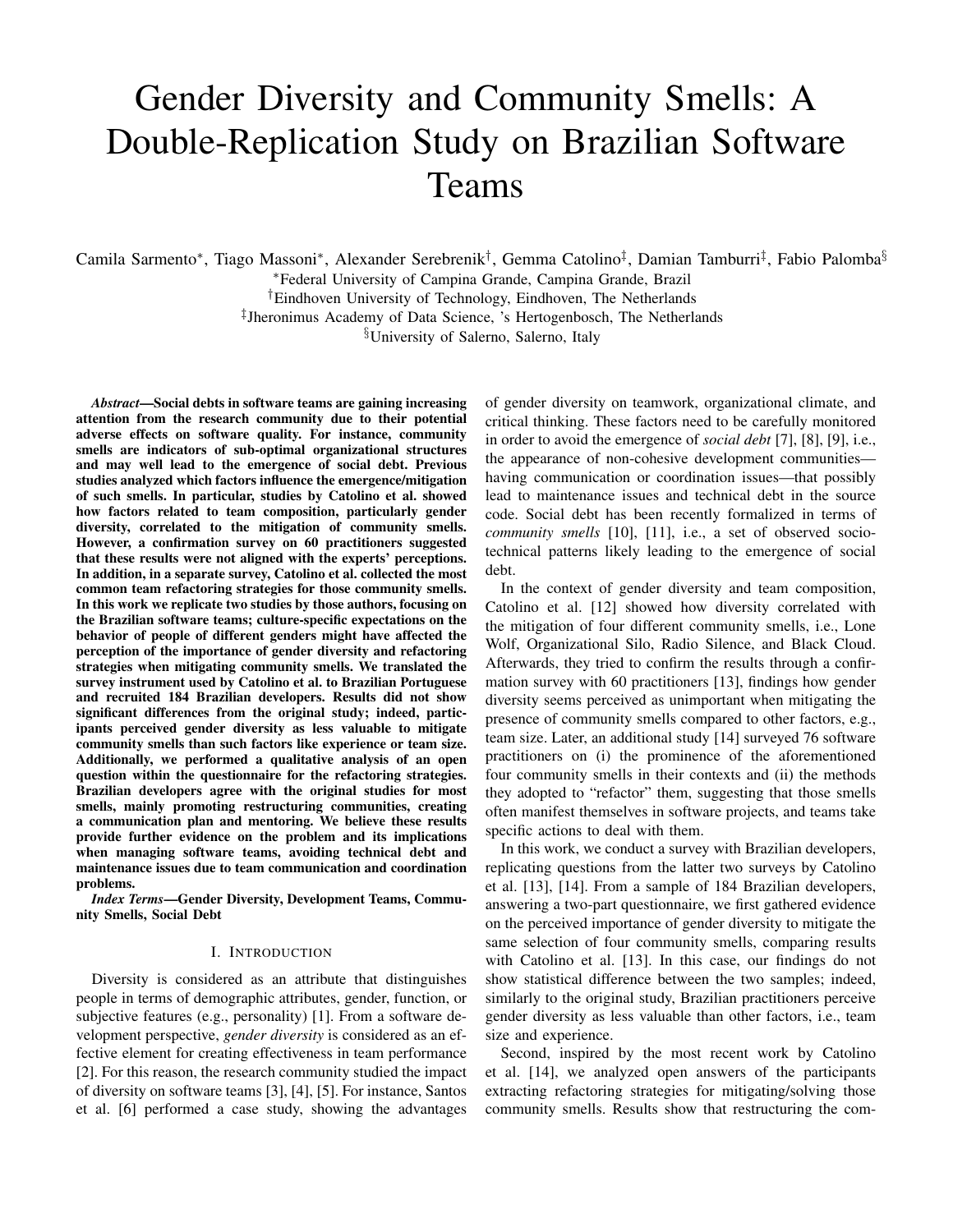# Gender Diversity and Community Smells: A Double-Replication Study on Brazilian Software Teams

Camila Sarmento[*], Tiago Massoni[*], Alexander Serebrenik[†], Gemma Catolino[‡], Damian Tamburri[‡], Fabio Palomba[§]

[*]Federal University of Campina Grande, Campina Grande, Brazil
[†]Eindhoven University of Technology, Eindhoven, The Netherlands
[‡]Jheronimus Academy of Data Science, 's Hertogenbosch, The Netherlands
[§]University of Salerno, Salerno, Italy

***Abstract*—Social debts in software teams are gaining increasing attention from the research community due to their potential adverse effects on software quality. For instance, community smells are indicators of sub-optimal organizational structures and may well lead to the emergence of social debt. Previous studies analyzed which factors influence the emergence/mitigation of such smells. In particular, studies by Catolino et al. showed how factors related to team composition, particularly gender diversity, correlated to the mitigation of community smells. However, a confirmation survey on 60 practitioners suggested that these results were not aligned with the experts' perceptions. In addition, in a separate survey, Catolino et al. collected the most common team refactoring strategies for those community smells. In this work we replicate two studies by those authors, focusing on the Brazilian software teams; culture-specific expectations on the behavior of people of different genders might have affected the perception of the importance of gender diversity and refactoring strategies when mitigating community smells. We translated the survey instrument used by Catolino et al. to Brazilian Portuguese and recruited 184 Brazilian developers. Results did not show significant differences from the original study; indeed, participants perceived gender diversity as less valuable to mitigate community smells than such factors like experience or team size. Additionally, we performed a qualitative analysis of an open question within the questionnaire for the refactoring strategies. Brazilian developers agree with the original studies for most smells, mainly promoting restructuring communities, creating a communication plan and mentoring. We believe these results provide further evidence on the problem and its implications when managing software teams, avoiding technical debt and maintenance issues due to team communication and coordination problems.***

***Index Terms*—Gender Diversity, Development Teams, Community Smells, Social Debt**

## I. Introduction

Diversity is considered as an attribute that distinguishes people in terms of demographic attributes, gender, function, or subjective features (e.g., personality) [1]. From a software development perspective, *gender diversity* is considered as an effective element for creating effectiveness in team performance [2]. For this reason, the research community studied the impact of diversity on software teams [3], [4], [5]. For instance, Santos et al. [6] performed a case study, showing the advantages of gender diversity on teamwork, organizational climate, and critical thinking. These factors need to be carefully monitored in order to avoid the emergence of *social debt* [7], [8], [9], i.e., the appearance of non-cohesive development communities—having communication or coordination issues—that possibly lead to maintenance issues and technical debt in the source code. Social debt has been recently formalized in terms of *community smells* [10], [11], i.e., a set of observed socio-technical patterns likely leading to the emergence of social debt.

In the context of gender diversity and team composition, Catolino et al. [12] showed how diversity correlated with the mitigation of four different community smells, i.e., Lone Wolf, Organizational Silo, Radio Silence, and Black Cloud. Afterwards, they tried to confirm the results through a confirmation survey with 60 practitioners [13], findings how gender diversity seems perceived as unimportant when mitigating the presence of community smells compared to other factors, e.g., team size. Later, an additional study [14] surveyed 76 software practitioners on (i) the prominence of the aforementioned four community smells in their contexts and (ii) the methods they adopted to "refactor" them, suggesting that those smells often manifest themselves in software projects, and teams take specific actions to deal with them.

In this work, we conduct a survey with Brazilian developers, replicating questions from the latter two surveys by Catolino et al. [13], [14]. From a sample of 184 Brazilian developers, answering a two-part questionnaire, we first gathered evidence on the perceived importance of gender diversity to mitigate the same selection of four community smells, comparing results with Catolino et al. [13]. In this case, our findings do not show statistical difference between the two samples; indeed, similarly to the original study, Brazilian practitioners perceive gender diversity as less valuable than other factors, i.e., team size and experience.

Second, inspired by the most recent work by Catolino et al. [14], we analyzed open answers of the participants extracting refactoring strategies for mitigating/solving those community smells. Results show that restructuring the com-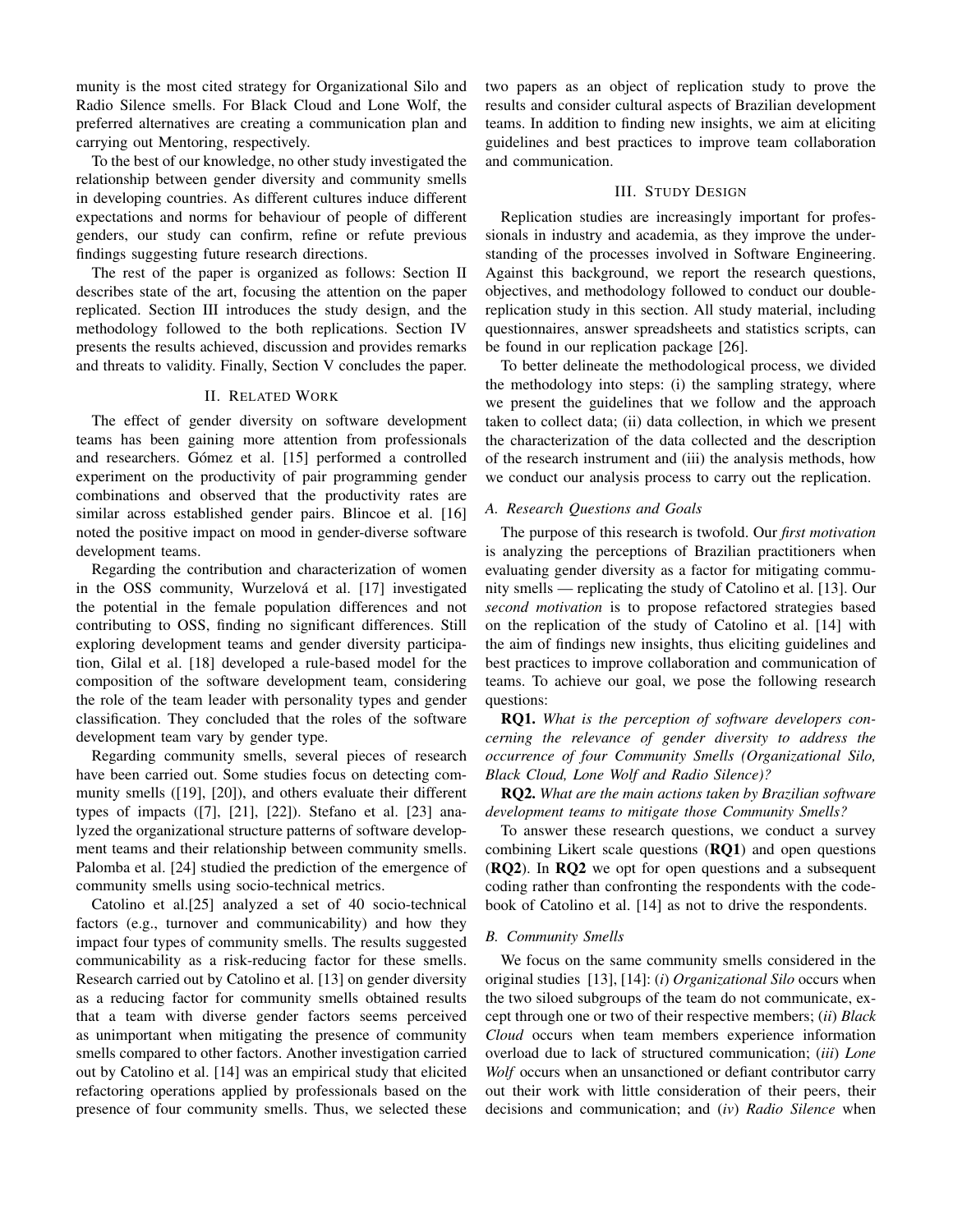munity is the most cited strategy for Organizational Silo and Radio Silence smells. For Black Cloud and Lone Wolf, the preferred alternatives are creating a communication plan and carrying out Mentoring, respectively.

To the best of our knowledge, no other study investigated the relationship between gender diversity and community smells in developing countries. As different cultures induce different expectations and norms for behaviour of people of different genders, our study can confirm, refine or refute previous findings suggesting future research directions.

The rest of the paper is organized as follows: Section II describes state of the art, focusing the attention on the paper replicated. Section III introduces the study design, and the methodology followed to the both replications. Section IV presents the results achieved, discussion and provides remarks and threats to validity. Finally, Section V concludes the paper.

## II. Related Work

The effect of gender diversity on software development teams has been gaining more attention from professionals and researchers. Gómez et al. [15] performed a controlled experiment on the productivity of pair programming gender combinations and observed that the productivity rates are similar across established gender pairs. Blincoe et al. [16] noted the positive impact on mood in gender-diverse software development teams.

Regarding the contribution and characterization of women in the OSS community, Wurzelová et al. [17] investigated the potential in the female population differences and not contributing to OSS, finding no significant differences. Still exploring development teams and gender diversity participation, Gilal et al. [18] developed a rule-based model for the composition of the software development team, considering the role of the team leader with personality types and gender classification. They concluded that the roles of the software development team vary by gender type.

Regarding community smells, several pieces of research have been carried out. Some studies focus on detecting community smells ([19], [20]), and others evaluate their different types of impacts ([7], [21], [22]). Stefano et al. [23] analyzed the organizational structure patterns of software development teams and their relationship between community smells. Palomba et al. [24] studied the prediction of the emergence of community smells using socio-technical metrics.

Catolino et al.[25] analyzed a set of 40 socio-technical factors (e.g., turnover and communicability) and how they impact four types of community smells. The results suggested communicability as a risk-reducing factor for these smells. Research carried out by Catolino et al. [13] on gender diversity as a reducing factor for community smells obtained results that a team with diverse gender factors seems perceived as unimportant when mitigating the presence of community smells compared to other factors. Another investigation carried out by Catolino et al. [14] was an empirical study that elicited refactoring operations applied by professionals based on the presence of four community smells. Thus, we selected these two papers as an object of replication study to prove the results and consider cultural aspects of Brazilian development teams. In addition to finding new insights, we aim at eliciting guidelines and best practices to improve team collaboration and communication.

## III. Study Design

Replication studies are increasingly important for professionals in industry and academia, as they improve the understanding of the processes involved in Software Engineering. Against this background, we report the research questions, objectives, and methodology followed to conduct our double-replication study in this section. All study material, including questionnaires, answer spreadsheets and statistics scripts, can be found in our replication package [26].

To better delineate the methodological process, we divided the methodology into steps: (i) the sampling strategy, where we present the guidelines that we follow and the approach taken to collect data; (ii) data collection, in which we present the characterization of the data collected and the description of the research instrument and (iii) the analysis methods, how we conduct our analysis process to carry out the replication.

### A. Research Questions and Goals

The purpose of this research is twofold. Our *first motivation* is analyzing the perceptions of Brazilian practitioners when evaluating gender diversity as a factor for mitigating community smells — replicating the study of Catolino et al. [13]. Our *second motivation* is to propose refactored strategies based on the replication of the study of Catolino et al. [14] with the aim of findings new insights, thus eliciting guidelines and best practices to improve collaboration and communication of teams. To achieve our goal, we pose the following research questions:

**RQ1.** *What is the perception of software developers concerning the relevance of gender diversity to address the occurrence of four Community Smells (Organizational Silo, Black Cloud, Lone Wolf and Radio Silence)?*

**RQ2.** *What are the main actions taken by Brazilian software development teams to mitigate those Community Smells?*

To answer these research questions, we conduct a survey combining Likert scale questions (**RQ1**) and open questions (**RQ2**). In **RQ2** we opt for open questions and a subsequent coding rather than confronting the respondents with the codebook of Catolino et al. [14] as not to drive the respondents.

### B. Community Smells

We focus on the same community smells considered in the original studies [13], [14]: (*i*) *Organizational Silo* occurs when the two siloed subgroups of the team do not communicate, except through one or two of their respective members; (*ii*) *Black Cloud* occurs when team members experience information overload due to lack of structured communication; (*iii*) *Lone Wolf* occurs when an unsanctioned or defiant contributor carry out their work with little consideration of their peers, their decisions and communication; and (*iv*) *Radio Silence* when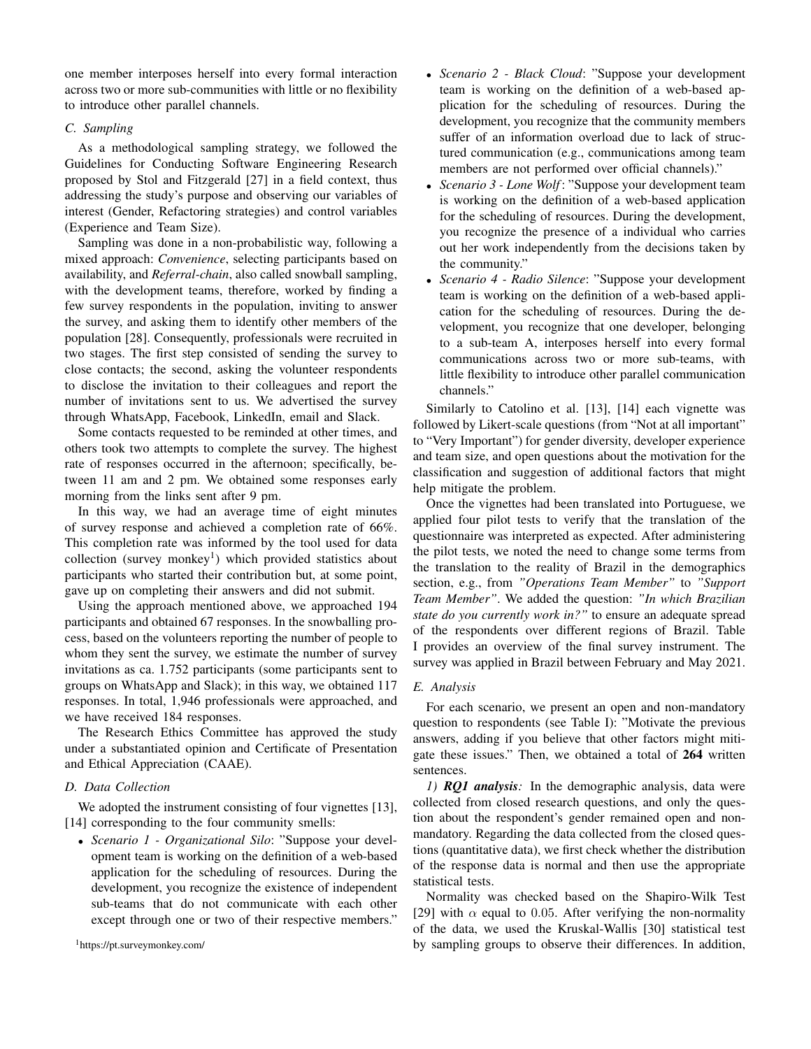one member interposes herself into every formal interaction across two or more sub-communities with little or no flexibility to introduce other parallel channels.

### C. Sampling

As a methodological sampling strategy, we followed the Guidelines for Conducting Software Engineering Research proposed by Stol and Fitzgerald [27] in a field context, thus addressing the study's purpose and observing our variables of interest (Gender, Refactoring strategies) and control variables (Experience and Team Size).

Sampling was done in a non-probabilistic way, following a mixed approach: *Convenience*, selecting participants based on availability, and *Referral-chain*, also called snowball sampling, with the development teams, therefore, worked by finding a few survey respondents in the population, inviting to answer the survey, and asking them to identify other members of the population [28]. Consequently, professionals were recruited in two stages. The first step consisted of sending the survey to close contacts; the second, asking the volunteer respondents to disclose the invitation to their colleagues and report the number of invitations sent to us. We advertised the survey through WhatsApp, Facebook, LinkedIn, email and Slack.

Some contacts requested to be reminded at other times, and others took two attempts to complete the survey. The highest rate of responses occurred in the afternoon; specifically, between 11 am and 2 pm. We obtained some responses early morning from the links sent after 9 pm.

In this way, we had an average time of eight minutes of survey response and achieved a completion rate of 66%. This completion rate was informed by the tool used for data collection (survey monkey[1]) which provided statistics about participants who started their contribution but, at some point, gave up on completing their answers and did not submit.

Using the approach mentioned above, we approached 194 participants and obtained 67 responses. In the snowballing process, based on the volunteers reporting the number of people to whom they sent the survey, we estimate the number of survey invitations as ca. 1.752 participants (some participants sent to groups on WhatsApp and Slack); in this way, we obtained 117 responses. In total, 1,946 professionals were approached, and we have received 184 responses.

The Research Ethics Committee has approved the study under a substantiated opinion and Certificate of Presentation and Ethical Appreciation (CAAE).

### D. Data Collection

We adopted the instrument consisting of four vignettes [13], [14] corresponding to the four community smells:

- *Scenario 1 - Organizational Silo*: "Suppose your development team is working on the definition of a web-based application for the scheduling of resources. During the development, you recognize the existence of independent sub-teams that do not communicate with each other except through one or two of their respective members."
- *Scenario 2 - Black Cloud*: "Suppose your development team is working on the definition of a web-based application for the scheduling of resources. During the development, you recognize that the community members suffer of an information overload due to lack of structured communication (e.g., communications among team members are not performed over official channels)."
- *Scenario 3 - Lone Wolf*: "Suppose your development team is working on the definition of a web-based application for the scheduling of resources. During the development, you recognize the presence of a individual who carries out her work independently from the decisions taken by the community."
- *Scenario 4 - Radio Silence*: "Suppose your development team is working on the definition of a web-based application for the scheduling of resources. During the development, you recognize that one developer, belonging to a sub-team A, interposes herself into every formal communications across two or more sub-teams, with little flexibility to introduce other parallel communication channels."

Similarly to Catolino et al. [13], [14] each vignette was followed by Likert-scale questions (from "Not at all important" to "Very Important") for gender diversity, developer experience and team size, and open questions about the motivation for the classification and suggestion of additional factors that might help mitigate the problem.

Once the vignettes had been translated into Portuguese, we applied four pilot tests to verify that the translation of the questionnaire was interpreted as expected. After administering the pilot tests, we noted the need to change some terms from the translation to the reality of Brazil in the demographics section, e.g., from *"Operations Team Member"* to *"Support Team Member"*. We added the question: *"In which Brazilian state do you currently work in?"* to ensure an adequate spread of the respondents over different regions of Brazil. Table I provides an overview of the final survey instrument. The survey was applied in Brazil between February and May 2021.

### E. Analysis

For each scenario, we present an open and non-mandatory question to respondents (see Table I): "Motivate the previous answers, adding if you believe that other factors might mitigate these issues." Then, we obtained a total of **264** written sentences.

*1) **RQ1 analysis**:* In the demographic analysis, data were collected from closed research questions, and only the question about the respondent's gender remained open and non-mandatory. Regarding the data collected from the closed questions (quantitative data), we first check whether the distribution of the response data is normal and then use the appropriate statistical tests.

Normality was checked based on the Shapiro-Wilk Test [29] with $\alpha$ equal to $0.05$. After verifying the non-normality of the data, we used the Kruskal-Wallis [30] statistical test by sampling groups to observe their differences. In addition,

[1] https://pt.surveymonkey.com/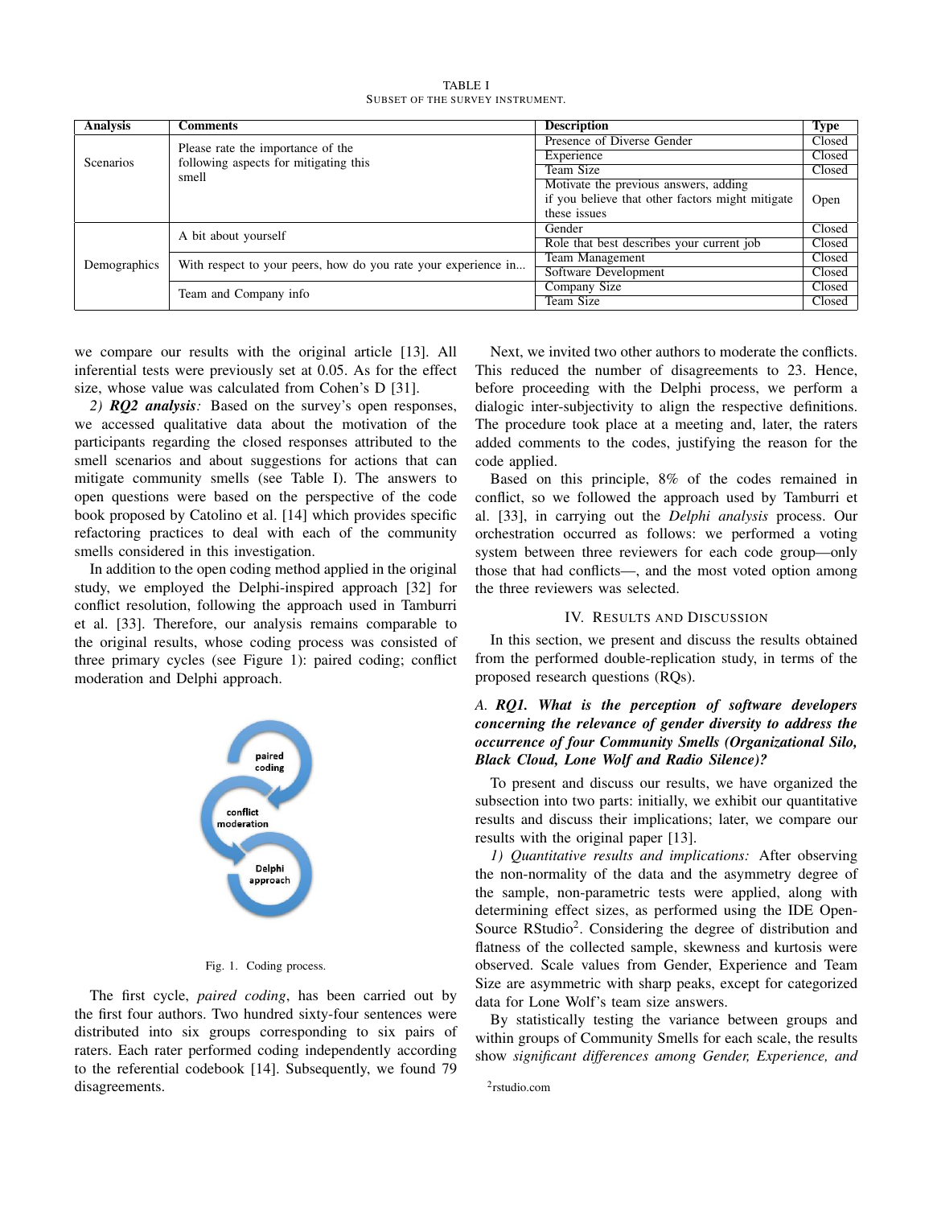TABLE I
SUBSET OF THE SURVEY INSTRUMENT.

| Analysis | Comments | Description | Type |
|---|---|---|---|
| Scenarios | Please rate the importance of the following aspects for mitigating this smell | Presence of Diverse Gender | Closed |
| | | Experience | Closed |
| | | Team Size | Closed |
| | | Motivate the previous answers, adding if you believe that other factors might mitigate these issues | Open |
| Demographics | A bit about yourself | Gender | Closed |
| | | Role that best describes your current job | Closed |
| | With respect to your peers, how do you rate your experience in... | Team Management | Closed |
| | | Software Development | Closed |
| | Team and Company info | Company Size | Closed |
| | | Team Size | Closed |

we compare our results with the original article [13]. All inferential tests were previously set at 0.05. As for the effect size, whose value was calculated from Cohen's D [31].

*2) **RQ2 analysis**:* Based on the survey's open responses, we accessed qualitative data about the motivation of the participants regarding the closed responses attributed to the smell scenarios and about suggestions for actions that can mitigate community smells (see Table I). The answers to open questions were based on the perspective of the code book proposed by Catolino et al. [14] which provides specific refactoring practices to deal with each of the community smells considered in this investigation.

In addition to the open coding method applied in the original study, we employed the Delphi-inspired approach [32] for conflict resolution, following the approach used in Tamburri et al. [33]. Therefore, our analysis remains comparable to the original results, whose coding process was consisted of three primary cycles (see Figure 1): paired coding; conflict moderation and Delphi approach.

Fig. 1. Coding process.

The first cycle, *paired coding*, has been carried out by the first four authors. Two hundred sixty-four sentences were distributed into six groups corresponding to six pairs of raters. Each rater performed coding independently according to the referential codebook [14]. Subsequently, we found 79 disagreements.

Next, we invited two other authors to moderate the conflicts. This reduced the number of disagreements to 23. Hence, before proceeding with the Delphi process, we perform a dialogic inter-subjectivity to align the respective definitions. The procedure took place at a meeting and, later, the raters added comments to the codes, justifying the reason for the code applied.

Based on this principle, 8% of the codes remained in conflict, so we followed the approach used by Tamburri et al. [33], in carrying out the *Delphi analysis* process. Our orchestration occurred as follows: we performed a voting system between three reviewers for each code group—only those that had conflicts—, and the most voted option among the three reviewers was selected.

## IV. Results and Discussion

In this section, we present and discuss the results obtained from the performed double-replication study, in terms of the proposed research questions (RQs).

### A. *RQ1. What is the perception of software developers concerning the relevance of gender diversity to address the occurrence of four Community Smells (Organizational Silo, Black Cloud, Lone Wolf and Radio Silence)?*

To present and discuss our results, we have organized the subsection into two parts: initially, we exhibit our quantitative results and discuss their implications; later, we compare our results with the original paper [13].

*1) Quantitative results and implications:* After observing the non-normality of the data and the asymmetry degree of the sample, non-parametric tests were applied, along with determining effect sizes, as performed using the IDE Open-Source RStudio[2]. Considering the degree of distribution and flatness of the collected sample, skewness and kurtosis were observed. Scale values from Gender, Experience and Team Size are asymmetric with sharp peaks, except for categorized data for Lone Wolf's team size answers.

By statistically testing the variance between groups and within groups of Community Smells for each scale, the results show *significant differences among Gender, Experience, and*

[2]rstudio.com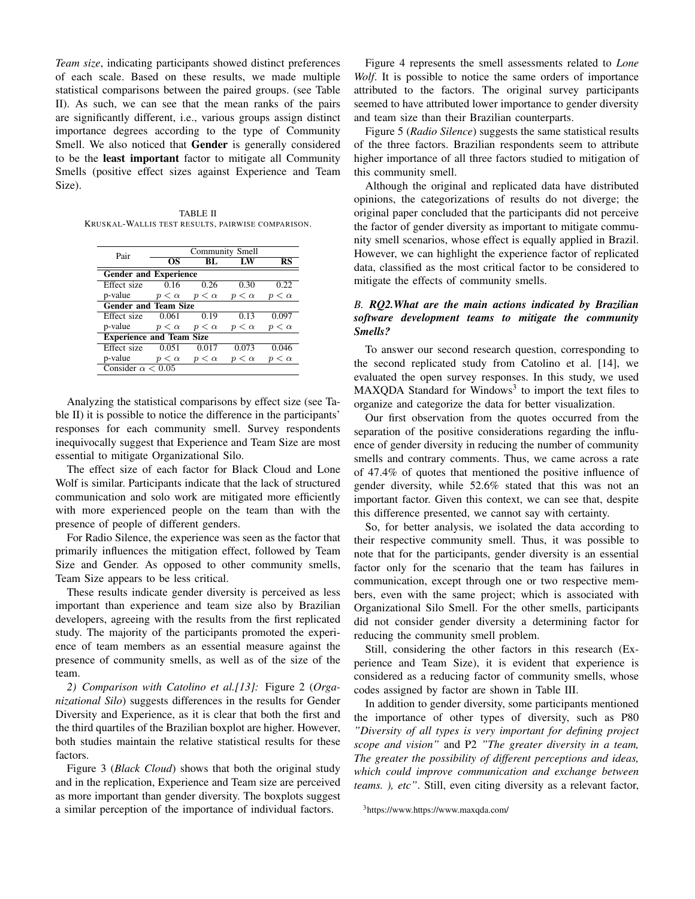*Team size*, indicating participants showed distinct preferences of each scale. Based on these results, we made multiple statistical comparisons between the paired groups. (see Table II). As such, we can see that the mean ranks of the pairs are significantly different, i.e., various groups assign distinct importance degrees according to the type of Community Smell. We also noticed that **Gender** is generally considered to be the **least important** factor to mitigate all Community Smells (positive effect sizes against Experience and Team Size).

TABLE II
KRUSKAL-WALLIS TEST RESULTS, PAIRWISE COMPARISON.

| Pair | Community Smell | | | |
|---|---|---|---|---|
| | **OS** | **BL** | **LW** | **RS** |
| **Gender and Experience** | | | | |
| Effect size | 0.16 | 0.26 | 0.30 | 0.22 |
| p-value | $p < \alpha$ | $p < \alpha$ | $p < \alpha$ | $p < \alpha$ |
| **Gender and Team Size** | | | | |
| Effect size | 0.061 | 0.19 | 0.13 | 0.097 |
| p-value | $p < \alpha$ | $p < \alpha$ | $p < \alpha$ | $p < \alpha$ |
| **Experience and Team Size** | | | | |
| Effect size | 0.051 | 0.017 | 0.073 | 0.046 |
| p-value | $p < \alpha$ | $p < \alpha$ | $p < \alpha$ | $p < \alpha$ |
| Consider $\alpha < 0.05$ | | | | |

Analyzing the statistical comparisons by effect size (see Table II) it is possible to notice the difference in the participants' responses for each community smell. Survey respondents inequivocally suggest that Experience and Team Size are most essential to mitigate Organizational Silo.

The effect size of each factor for Black Cloud and Lone Wolf is similar. Participants indicate that the lack of structured communication and solo work are mitigated more efficiently with more experienced people on the team than with the presence of people of different genders.

For Radio Silence, the experience was seen as the factor that primarily influences the mitigation effect, followed by Team Size and Gender. As opposed to other community smells, Team Size appears to be less critical.

These results indicate gender diversity is perceived as less important than experience and team size also by Brazilian developers, agreeing with the results from the first replicated study. The majority of the participants promoted the experience of team members as an essential measure against the presence of community smells, as well as of the size of the team.

*2) Comparison with Catolino et al.[13]:* Figure 2 (*Organizational Silo*) suggests differences in the results for Gender Diversity and Experience, as it is clear that both the first and the third quartiles of the Brazilian boxplot are higher. However, both studies maintain the relative statistical results for these factors.

Figure 3 (*Black Cloud*) shows that both the original study and in the replication, Experience and Team size are perceived as more important than gender diversity. The boxplots suggest a similar perception of the importance of individual factors.

Figure 4 represents the smell assessments related to *Lone Wolf*. It is possible to notice the same orders of importance attributed to the factors. The original survey participants seemed to have attributed lower importance to gender diversity and team size than their Brazilian counterparts.

Figure 5 (*Radio Silence*) suggests the same statistical results of the three factors. Brazilian respondents seem to attribute higher importance of all three factors studied to mitigation of this community smell.

Although the original and replicated data have distributed opinions, the categorizations of results do not diverge; the original paper concluded that the participants did not perceive the factor of gender diversity as important to mitigate community smell scenarios, whose effect is equally applied in Brazil. However, we can highlight the experience factor of replicated data, classified as the most critical factor to be considered to mitigate the effects of community smells.

### B. *RQ2.What are the main actions indicated by Brazilian software development teams to mitigate the community Smells?*

To answer our second research question, corresponding to the second replicated study from Catolino et al. [14], we evaluated the open survey responses. In this study, we used MAXQDA Standard for Windows[3] to import the text files to organize and categorize the data for better visualization.

Our first observation from the quotes occurred from the separation of the positive considerations regarding the influence of gender diversity in reducing the number of community smells and contrary comments. Thus, we came across a rate of 47.4% of quotes that mentioned the positive influence of gender diversity, while 52.6% stated that this was not an important factor. Given this context, we can see that, despite this difference presented, we cannot say with certainty.

So, for better analysis, we isolated the data according to their respective community smell. Thus, it was possible to note that for the participants, gender diversity is an essential factor only for the scenario that the team has failures in communication, except through one or two respective members, even with the same project; which is associated with Organizational Silo Smell. For the other smells, participants did not consider gender diversity a determining factor for reducing the community smell problem.

Still, considering the other factors in this research (Experience and Team Size), it is evident that experience is considered as a reducing factor of community smells, whose codes assigned by factor are shown in Table III.

In addition to gender diversity, some participants mentioned the importance of other types of diversity, such as P80 *"Diversity of all types is very important for defining project scope and vision"* and P2 *"The greater diversity in a team, The greater the possibility of different perceptions and ideas, which could improve communication and exchange between teams. ), etc"*. Still, even citing diversity as a relevant factor,

[3]https://www.https://www.maxqda.com/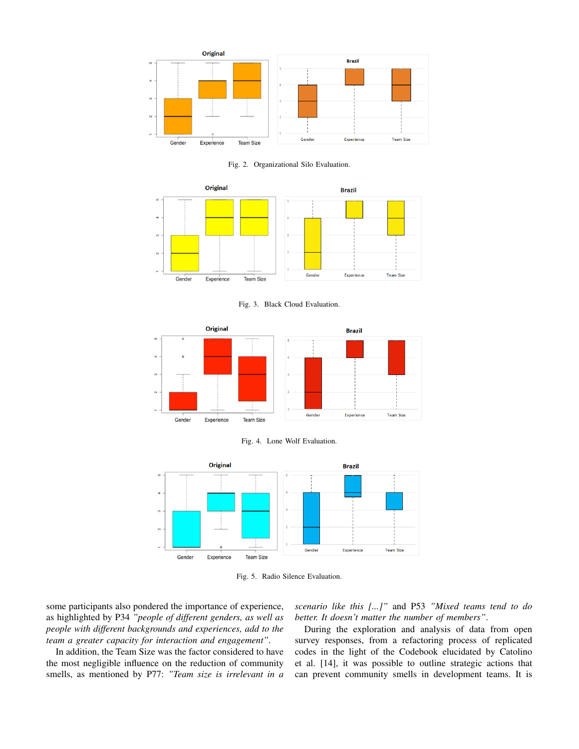Fig. 2. Organizational Silo Evaluation.

Fig. 3. Black Cloud Evaluation.

Fig. 4. Lone Wolf Evaluation.

Fig. 5. Radio Silence Evaluation.

some participants also pondered the importance of experience, as highlighted by P34 *"people of different genders, as well as people with different backgrounds and experiences, add to the team a greater capacity for interaction and engagement"*.

In addition, the Team Size was the factor considered to have the most negligible influence on the reduction of community smells, as mentioned by P77: *"Team size is irrelevant in a scenario like this [...]"* and P53 *"Mixed teams tend to do better. It doesn't matter the number of members"*.

During the exploration and analysis of data from open survey responses, from a refactoring process of replicated codes in the light of the Codebook elucidated by Catolino et al. [14], it was possible to outline strategic actions that can prevent community smells in development teams. It is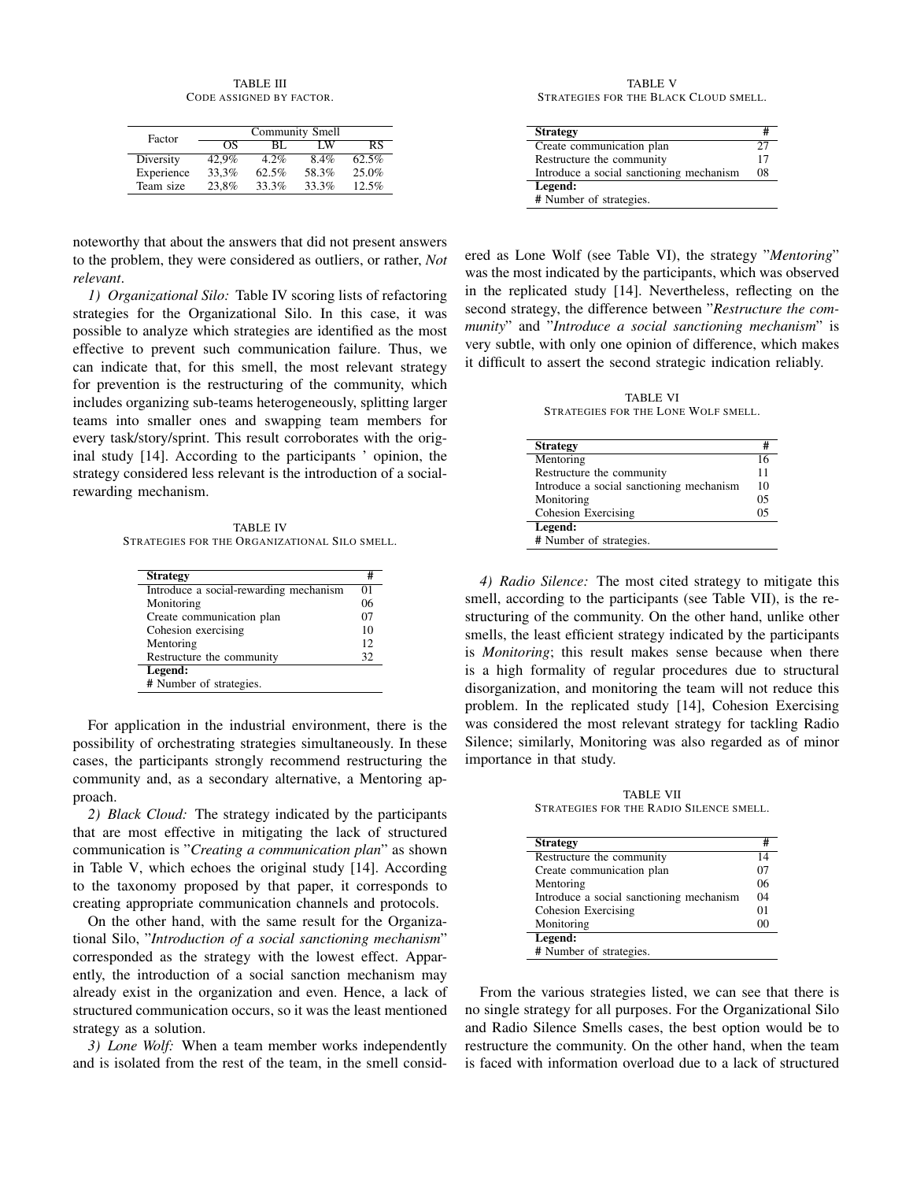TABLE III
CODE ASSIGNED BY FACTOR.

| Factor | Community Smell | | | |
|---|---|---|---|---|
| | OS | BL | LW | RS |
| Diversity | 42,9% | 4.2% | 8.4% | 62.5% |
| Experience | 33,3% | 62.5% | 58.3% | 25.0% |
| Team size | 23,8% | 33.3% | 33.3% | 12.5% |

noteworthy that about the answers that did not present answers to the problem, they were considered as outliers, or rather, *Not relevant*.

*1) Organizational Silo:* Table IV scoring lists of refactoring strategies for the Organizational Silo. In this case, it was possible to analyze which strategies are identified as the most effective to prevent such communication failure. Thus, we can indicate that, for this smell, the most relevant strategy for prevention is the restructuring of the community, which includes organizing sub-teams heterogeneously, splitting larger teams into smaller ones and swapping team members for every task/story/sprint. This result corroborates with the original study [14]. According to the participants ' opinion, the strategy considered less relevant is the introduction of a social-rewarding mechanism.

TABLE IV
STRATEGIES FOR THE ORGANIZATIONAL SILO SMELL.

| Strategy | # |
|---|---|
| Introduce a social-rewarding mechanism | 01 |
| Monitoring | 06 |
| Create communication plan | 07 |
| Cohesion exercising | 10 |
| Mentoring | 12 |
| Restructure the community | 32 |
| **Legend:** | |
| **#** Number of strategies. | |

For application in the industrial environment, there is the possibility of orchestrating strategies simultaneously. In these cases, the participants strongly recommend restructuring the community and, as a secondary alternative, a Mentoring approach.

*2) Black Cloud:* The strategy indicated by the participants that are most effective in mitigating the lack of structured communication is "*Creating a communication plan*" as shown in Table V, which echoes the original study [14]. According to the taxonomy proposed by that paper, it corresponds to creating appropriate communication channels and protocols.

On the other hand, with the same result for the Organizational Silo, "*Introduction of a social sanctioning mechanism*" corresponded as the strategy with the lowest effect. Apparently, the introduction of a social sanction mechanism may already exist in the organization and even. Hence, a lack of structured communication occurs, so it was the least mentioned strategy as a solution.

*3) Lone Wolf:* When a team member works independently and is isolated from the rest of the team, in the smell considered as Lone Wolf (see Table VI), the strategy "*Mentoring*" was the most indicated by the participants, which was observed in the replicated study [14]. Nevertheless, reflecting on the second strategy, the difference between "*Restructure the community*" and "*Introduce a social sanctioning mechanism*" is very subtle, with only one opinion of difference, which makes it difficult to assert the second strategic indication reliably.

TABLE V
STRATEGIES FOR THE BLACK CLOUD SMELL.

| Strategy | # |
|---|---|
| Create communication plan | 27 |
| Restructure the community | 17 |
| Introduce a social sanctioning mechanism | 08 |
| **Legend:** | |
| **#** Number of strategies. | |

TABLE VI
STRATEGIES FOR THE LONE WOLF SMELL.

| Strategy | # |
|---|---|
| Mentoring | 16 |
| Restructure the community | 11 |
| Introduce a social sanctioning mechanism | 10 |
| Monitoring | 05 |
| Cohesion Exercising | 05 |
| **Legend:** | |
| **#** Number of strategies. | |

*4) Radio Silence:* The most cited strategy to mitigate this smell, according to the participants (see Table VII), is the restructuring of the community. On the other hand, unlike other smells, the least efficient strategy indicated by the participants is *Monitoring*; this result makes sense because when there is a high formality of regular procedures due to structural disorganization, and monitoring the team will not reduce this problem. In the replicated study [14], Cohesion Exercising was considered the most relevant strategy for tackling Radio Silence; similarly, Monitoring was also regarded as of minor importance in that study.

TABLE VII
STRATEGIES FOR THE RADIO SILENCE SMELL.

| Strategy | # |
|---|---|
| Restructure the community | 14 |
| Create communication plan | 07 |
| Mentoring | 06 |
| Introduce a social sanctioning mechanism | 04 |
| Cohesion Exercising | 01 |
| Monitoring | 00 |
| **Legend:** | |
| **#** Number of strategies. | |

From the various strategies listed, we can see that there is no single strategy for all purposes. For the Organizational Silo and Radio Silence Smells cases, the best option would be to restructure the community. On the other hand, when the team is faced with information overload due to a lack of structured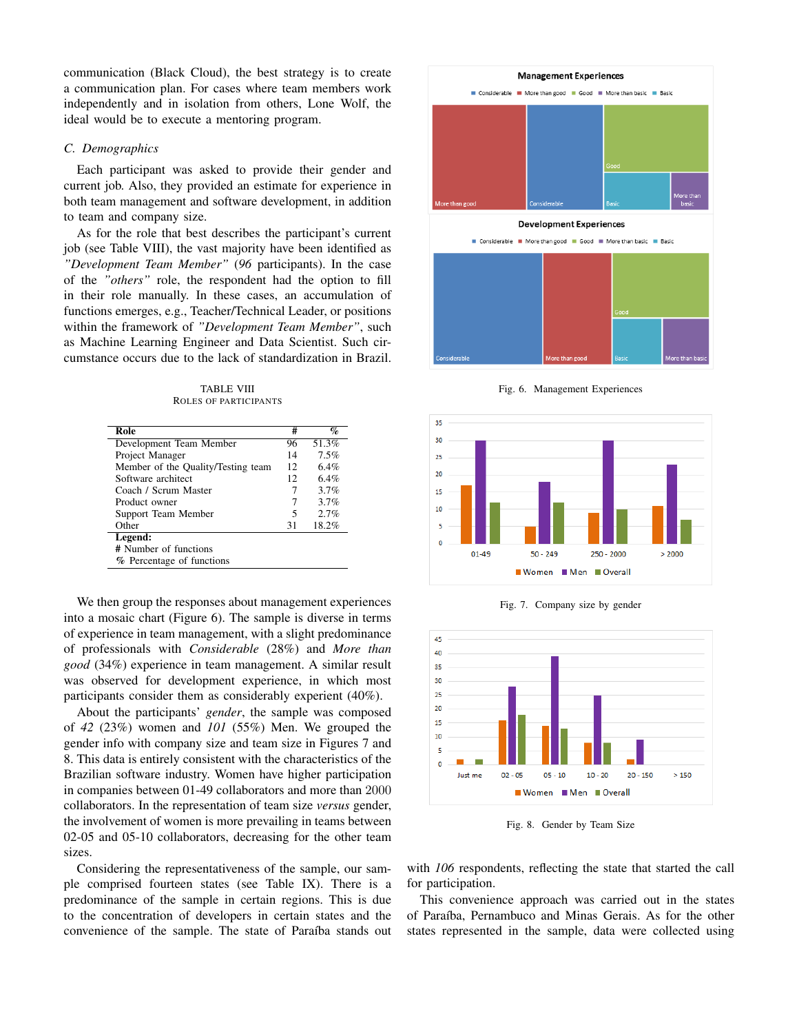communication (Black Cloud), the best strategy is to create a communication plan. For cases where team members work independently and in isolation from others, Lone Wolf, the ideal would be to execute a mentoring program.

### *C. Demographics*

Each participant was asked to provide their gender and current job. Also, they provided an estimate for experience in both team management and software development, in addition to team and company size.

As for the role that best describes the participant's current job (see Table VIII), the vast majority have been identified as *"Development Team Member"* (*96* participants). In the case of the *"others"* role, the respondent had the option to fill in their role manually. In these cases, an accumulation of functions emerges, e.g., Teacher/Technical Leader, or positions within the framework of *"Development Team Member"*, such as Machine Learning Engineer and Data Scientist. Such circumstance occurs due to the lack of standardization in Brazil.

TABLE VIII
ROLES OF PARTICIPANTS

| Role | # | % |
|---|---|---|
| Development Team Member | 96 | 51.3% |
| Project Manager | 14 | 7.5% |
| Member of the Quality/Testing team | 12 | 6.4% |
| Software architect | 12 | 6.4% |
| Coach / Scrum Master | 7 | 3.7% |
| Product owner | 7 | 3.7% |
| Support Team Member | 5 | 2.7% |
| Other | 31 | 18.2% |
| **Legend:** | | |
| # Number of functions | | |
| % Percentage of functions | | |

We then group the responses about management experiences into a mosaic chart (Figure 6). The sample is diverse in terms of experience in team management, with a slight predominance of professionals with *Considerable* (28%) and *More than good* (34%) experience in team management. A similar result was observed for development experience, in which most participants consider them as considerably experient (40%).

About the participants' *gender*, the sample was composed of *42* (23%) women and *101* (55%) Men. We grouped the gender info with company size and team size in Figures 7 and 8. This data is entirely consistent with the characteristics of the Brazilian software industry. Women have higher participation in companies between 01-49 collaborators and more than 2000 collaborators. In the representation of team size *versus* gender, the involvement of women is more prevailing in teams between 02-05 and 05-10 collaborators, decreasing for the other team sizes.

Considering the representativeness of the sample, our sample comprised fourteen states (see Table IX). There is a predominance of the sample in certain regions. This is due to the concentration of developers in certain states and the convenience of the sample. The state of Paraíba stands out with *106* respondents, reflecting the state that started the call for participation.

Fig. 6. Management Experiences

Fig. 7. Company size by gender

Fig. 8. Gender by Team Size

This convenience approach was carried out in the states of Paraíba, Pernambuco and Minas Gerais. As for the other states represented in the sample, data were collected using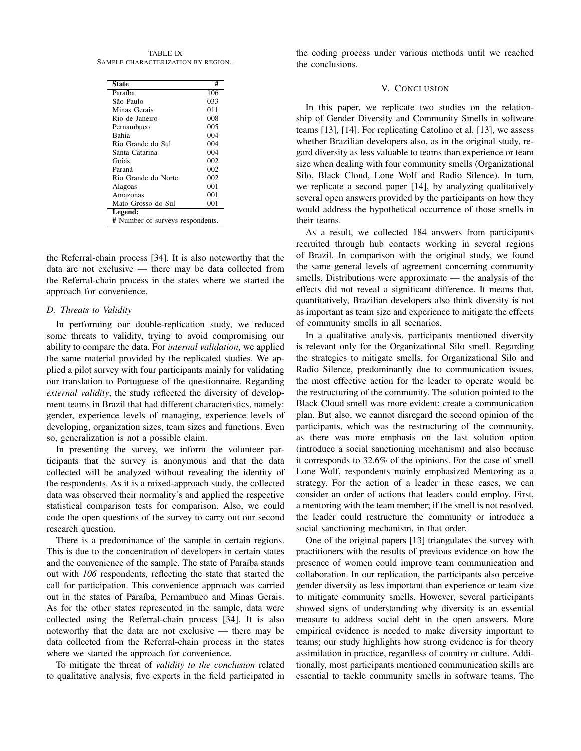TABLE IX
SAMPLE CHARACTERIZATION BY REGION..

| State | # |
|---|---|
| Paraíba | 106 |
| São Paulo | 033 |
| Minas Gerais | 011 |
| Rio de Janeiro | 008 |
| Pernambuco | 005 |
| Bahia | 004 |
| Rio Grande do Sul | 004 |
| Santa Catarina | 004 |
| Goiás | 002 |
| Paraná | 002 |
| Rio Grande do Norte | 002 |
| Alagoas | 001 |
| Amazonas | 001 |
| Mato Grosso do Sul | 001 |
| **Legend:** | |
| **#** Number of surveys respondents. | |

the Referral-chain process [34]. It is also noteworthy that the data are not exclusive — there may be data collected from the Referral-chain process in the states where we started the approach for convenience.

### D. Threats to Validity

In performing our double-replication study, we reduced some threats to validity, trying to avoid compromising our ability to compare the data. For *internal validation*, we applied the same material provided by the replicated studies. We applied a pilot survey with four participants mainly for validating our translation to Portuguese of the questionnaire. Regarding *external validity*, the study reflected the diversity of development teams in Brazil that had different characteristics, namely: gender, experience levels of managing, experience levels of developing, organization sizes, team sizes and functions. Even so, generalization is not a possible claim.

In presenting the survey, we inform the volunteer participants that the survey is anonymous and that the data collected will be analyzed without revealing the identity of the respondents. As it is a mixed-approach study, the collected data was observed their normality's and applied the respective statistical comparison tests for comparison. Also, we could code the open questions of the survey to carry out our second research question.

There is a predominance of the sample in certain regions. This is due to the concentration of developers in certain states and the convenience of the sample. The state of Paraíba stands out with *106* respondents, reflecting the state that started the call for participation. This convenience approach was carried out in the states of Paraíba, Pernambuco and Minas Gerais. As for the other states represented in the sample, data were collected using the Referral-chain process [34]. It is also noteworthy that the data are not exclusive — there may be data collected from the Referral-chain process in the states where we started the approach for convenience.

To mitigate the threat of *validity to the conclusion* related to qualitative analysis, five experts in the field participated in the coding process under various methods until we reached the conclusions.

## V. CONCLUSION

In this paper, we replicate two studies on the relationship of Gender Diversity and Community Smells in software teams [13], [14]. For replicating Catolino et al. [13], we assess whether Brazilian developers also, as in the original study, regard diversity as less valuable to teams than experience or team size when dealing with four community smells (Organizational Silo, Black Cloud, Lone Wolf and Radio Silence). In turn, we replicate a second paper [14], by analyzing qualitatively several open answers provided by the participants on how they would address the hypothetical occurrence of those smells in their teams.

As a result, we collected 184 answers from participants recruited through hub contacts working in several regions of Brazil. In comparison with the original study, we found the same general levels of agreement concerning community smells. Distributions were approximate — the analysis of the effects did not reveal a significant difference. It means that, quantitatively, Brazilian developers also think diversity is not as important as team size and experience to mitigate the effects of community smells in all scenarios.

In a qualitative analysis, participants mentioned diversity is relevant only for the Organizational Silo smell. Regarding the strategies to mitigate smells, for Organizational Silo and Radio Silence, predominantly due to communication issues, the most effective action for the leader to operate would be the restructuring of the community. The solution pointed to the Black Cloud smell was more evident: create a communication plan. But also, we cannot disregard the second opinion of the participants, which was the restructuring of the community, as there was more emphasis on the last solution option (introduce a social sanctioning mechanism) and also because it corresponds to 32.6% of the opinions. For the case of smell Lone Wolf, respondents mainly emphasized Mentoring as a strategy. For the action of a leader in these cases, we can consider an order of actions that leaders could employ. First, a mentoring with the team member; if the smell is not resolved, the leader could restructure the community or introduce a social sanctioning mechanism, in that order.

One of the original papers [13] triangulates the survey with practitioners with the results of previous evidence on how the presence of women could improve team communication and collaboration. In our replication, the participants also perceive gender diversity as less important than experience or team size to mitigate community smells. However, several participants showed signs of understanding why diversity is an essential measure to address social debt in the open answers. More empirical evidence is needed to make diversity important to teams; our study highlights how strong evidence is for theory assimilation in practice, regardless of country or culture. Additionally, most participants mentioned communication skills are essential to tackle community smells in software teams. The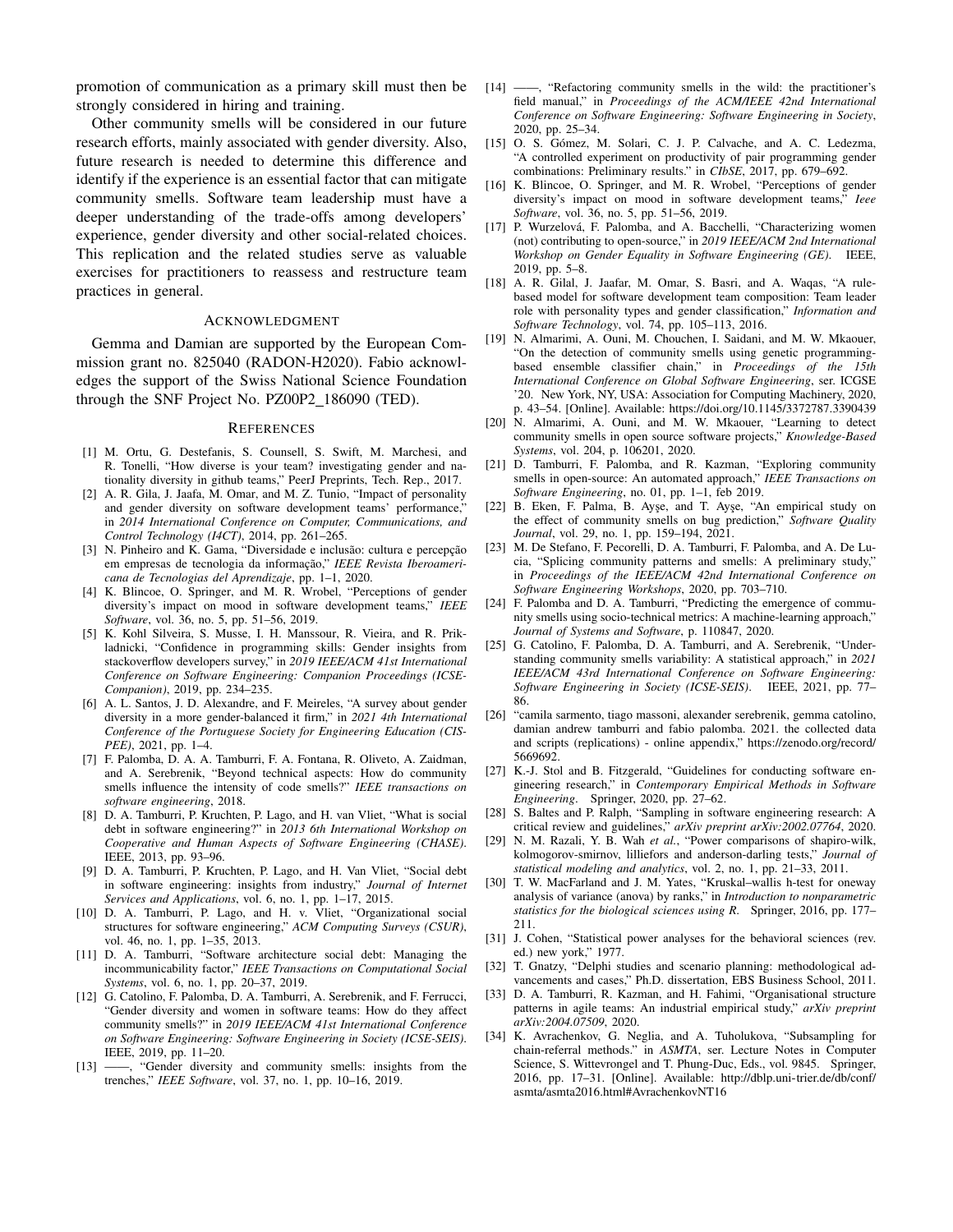promotion of communication as a primary skill must then be strongly considered in hiring and training.

Other community smells will be considered in our future research efforts, mainly associated with gender diversity. Also, future research is needed to determine this difference and identify if the experience is an essential factor that can mitigate community smells. Software team leadership must have a deeper understanding of the trade-offs among developers' experience, gender diversity and other social-related choices. This replication and the related studies serve as valuable exercises for practitioners to reassess and restructure team practices in general.

## Acknowledgment

Gemma and Damian are supported by the European Commission grant no. 825040 (RADON-H2020). Fabio acknowledges the support of the Swiss National Science Foundation through the SNF Project No. PZ00P2_186090 (TED).

## References

[1] M. Ortu, G. Destefanis, S. Counsell, S. Swift, M. Marchesi, and R. Tonelli, "How diverse is your team? investigating gender and nationality diversity in github teams," PeerJ Preprints, Tech. Rep., 2017.

[2] A. R. Gila, J. Jaafa, M. Omar, and M. Z. Tunio, "Impact of personality and gender diversity on software development teams' performance," in *2014 International Conference on Computer, Communications, and Control Technology (I4CT)*, 2014, pp. 261–265.

[3] N. Pinheiro and K. Gama, "Diversidade e inclusão: cultura e percepção em empresas de tecnologia da informação," *IEEE Revista Iberoamericana de Tecnologias del Aprendizaje*, pp. 1–1, 2020.

[4] K. Blincoe, O. Springer, and M. R. Wrobel, "Perceptions of gender diversity's impact on mood in software development teams," *IEEE Software*, vol. 36, no. 5, pp. 51–56, 2019.

[5] K. Kohl Silveira, S. Musse, I. H. Manssour, R. Vieira, and R. Prikladnicki, "Confidence in programming skills: Gender insights from stackoverflow developers survey," in *2019 IEEE/ACM 41st International Conference on Software Engineering: Companion Proceedings (ICSE-Companion)*, 2019, pp. 234–235.

[6] A. L. Santos, J. D. Alexandre, and F. Meireles, "A survey about gender diversity in a more gender-balanced it firm," in *2021 4th International Conference of the Portuguese Society for Engineering Education (CISPEE)*, 2021, pp. 1–4.

[7] F. Palomba, D. A. A. Tamburri, F. A. Fontana, R. Oliveto, A. Zaidman, and A. Serebrenik, "Beyond technical aspects: How do community smells influence the intensity of code smells?" *IEEE transactions on software engineering*, 2018.

[8] D. A. Tamburri, P. Kruchten, P. Lago, and H. van Vliet, "What is social debt in software engineering?" in *2013 6th International Workshop on Cooperative and Human Aspects of Software Engineering (CHASE)*. IEEE, 2013, pp. 93–96.

[9] D. A. Tamburri, P. Kruchten, P. Lago, and H. Van Vliet, "Social debt in software engineering: insights from industry," *Journal of Internet Services and Applications*, vol. 6, no. 1, pp. 1–17, 2015.

[10] D. A. Tamburri, P. Lago, and H. v. Vliet, "Organizational social structures for software engineering," *ACM Computing Surveys (CSUR)*, vol. 46, no. 1, pp. 1–35, 2013.

[11] D. A. Tamburri, "Software architecture social debt: Managing the incommunicability factor," *IEEE Transactions on Computational Social Systems*, vol. 6, no. 1, pp. 20–37, 2019.

[12] G. Catolino, F. Palomba, D. A. Tamburri, A. Serebrenik, and F. Ferrucci, "Gender diversity and women in software teams: How do they affect community smells?" in *2019 IEEE/ACM 41st International Conference on Software Engineering: Software Engineering in Society (ICSE-SEIS)*. IEEE, 2019, pp. 11–20.

[13] ——, "Gender diversity and community smells: insights from the trenches," *IEEE Software*, vol. 37, no. 1, pp. 10–16, 2019.

[14] ——, "Refactoring community smells in the wild: the practitioner's field manual," in *Proceedings of the ACM/IEEE 42nd International Conference on Software Engineering: Software Engineering in Society*, 2020, pp. 25–34.

[15] O. S. Gómez, M. Solari, C. J. P. Calvache, and A. C. Ledezma, "A controlled experiment on productivity of pair programming gender combinations: Preliminary results." in *CIbSE*, 2017, pp. 679–692.

[16] K. Blincoe, O. Springer, and M. R. Wrobel, "Perceptions of gender diversity's impact on mood in software development teams," *Ieee Software*, vol. 36, no. 5, pp. 51–56, 2019.

[17] P. Wurzelová, F. Palomba, and A. Bacchelli, "Characterizing women (not) contributing to open-source," in *2019 IEEE/ACM 2nd International Workshop on Gender Equality in Software Engineering (GE)*. IEEE, 2019, pp. 5–8.

[18] A. R. Gilal, J. Jaafar, M. Omar, S. Basri, and A. Waqas, "A rule-based model for software development team composition: Team leader role with personality types and gender classification," *Information and Software Technology*, vol. 74, pp. 105–113, 2016.

[19] N. Almarimi, A. Ouni, M. Chouchen, I. Saidani, and M. W. Mkaouer, "On the detection of community smells using genetic programming-based ensemble classifier chain," in *Proceedings of the 15th International Conference on Global Software Engineering*, ser. ICGSE '20. New York, NY, USA: Association for Computing Machinery, 2020, p. 43–54. [Online]. Available: https://doi.org/10.1145/3372787.3390439

[20] N. Almarimi, A. Ouni, and M. W. Mkaouer, "Learning to detect community smells in open source software projects," *Knowledge-Based Systems*, vol. 204, p. 106201, 2020.

[21] D. Tamburri, F. Palomba, and R. Kazman, "Exploring community smells in open-source: An automated approach," *IEEE Transactions on Software Engineering*, no. 01, pp. 1–1, feb 2019.

[22] B. Eken, F. Palma, B. Ayşe, and T. Ayşe, "An empirical study on the effect of community smells on bug prediction," *Software Quality Journal*, vol. 29, no. 1, pp. 159–194, 2021.

[23] M. De Stefano, F. Pecorelli, D. A. Tamburri, F. Palomba, and A. De Lucia, "Splicing community patterns and smells: A preliminary study," in *Proceedings of the IEEE/ACM 42nd International Conference on Software Engineering Workshops*, 2020, pp. 703–710.

[24] F. Palomba and D. A. Tamburri, "Predicting the emergence of community smells using socio-technical metrics: A machine-learning approach," *Journal of Systems and Software*, p. 110847, 2020.

[25] G. Catolino, F. Palomba, D. A. Tamburri, and A. Serebrenik, "Understanding community smells variability: A statistical approach," in *2021 IEEE/ACM 43rd International Conference on Software Engineering: Software Engineering in Society (ICSE-SEIS)*. IEEE, 2021, pp. 77–86.

[26] "camila sarmento, tiago massoni, alexander serebrenik, gemma catolino, damian andrew tamburri and fabio palomba. 2021. the collected data and scripts (replications) - online appendix," https://zenodo.org/record/5669692.

[27] K.-J. Stol and B. Fitzgerald, "Guidelines for conducting software engineering research," in *Contemporary Empirical Methods in Software Engineering*. Springer, 2020, pp. 27–62.

[28] S. Baltes and P. Ralph, "Sampling in software engineering research: A critical review and guidelines," *arXiv preprint arXiv:2002.07764*, 2020.

[29] N. M. Razali, Y. B. Wah *et al.*, "Power comparisons of shapiro-wilk, kolmogorov-smirnov, lilliefors and anderson-darling tests," *Journal of statistical modeling and analytics*, vol. 2, no. 1, pp. 21–33, 2011.

[30] T. W. MacFarland and J. M. Yates, "Kruskal–wallis h-test for oneway analysis of variance (anova) by ranks," in *Introduction to nonparametric statistics for the biological sciences using R*. Springer, 2016, pp. 177–211.

[31] J. Cohen, "Statistical power analyses for the behavioral sciences (rev. ed.) new york," 1977.

[32] T. Gnatzy, "Delphi studies and scenario planning: methodological advancements and cases," Ph.D. dissertation, EBS Business School, 2011.

[33] D. A. Tamburri, R. Kazman, and H. Fahimi, "Organisational structure patterns in agile teams: An industrial empirical study," *arXiv preprint arXiv:2004.07509*, 2020.

[34] K. Avrachenkov, G. Neglia, and A. Tuholukova, "Subsampling for chain-referral methods." in *ASMTA*, ser. Lecture Notes in Computer Science, S. Wittevrongel and T. Phung-Duc, Eds., vol. 9845. Springer, 2016, pp. 17–31. [Online]. Available: http://dblp.uni-trier.de/db/conf/asmta/asmta2016.html#AvrachenkovNT16